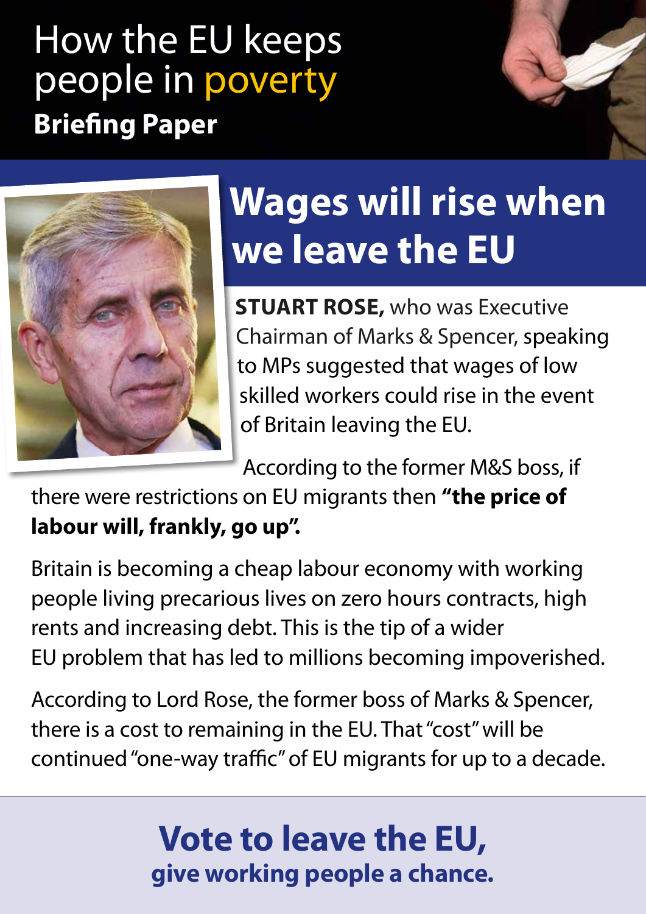# How the EU keeps people in poverty

**Briefing Paper**

## Wages will rise when we leave the EU

**STUART ROSE,** who was Executive Chairman of Marks & Spencer, speaking to MPs suggested that wages of low skilled workers could rise in the event of Britain leaving the EU.

According to the former M&S boss, if there were restrictions on EU migrants then **"the price of labour will, frankly, go up".**

Britain is becoming a cheap labour economy with working people living precarious lives on zero hours contracts, high rents and increasing debt. This is the tip of a wider EU problem that has led to millions becoming impoverished.

According to Lord Rose, the former boss of Marks & Spencer, there is a cost to remaining in the EU. That "cost" will be continued "one-way traffic" of EU migrants for up to a decade.

**Vote to leave the EU,**
**give working people a chance.**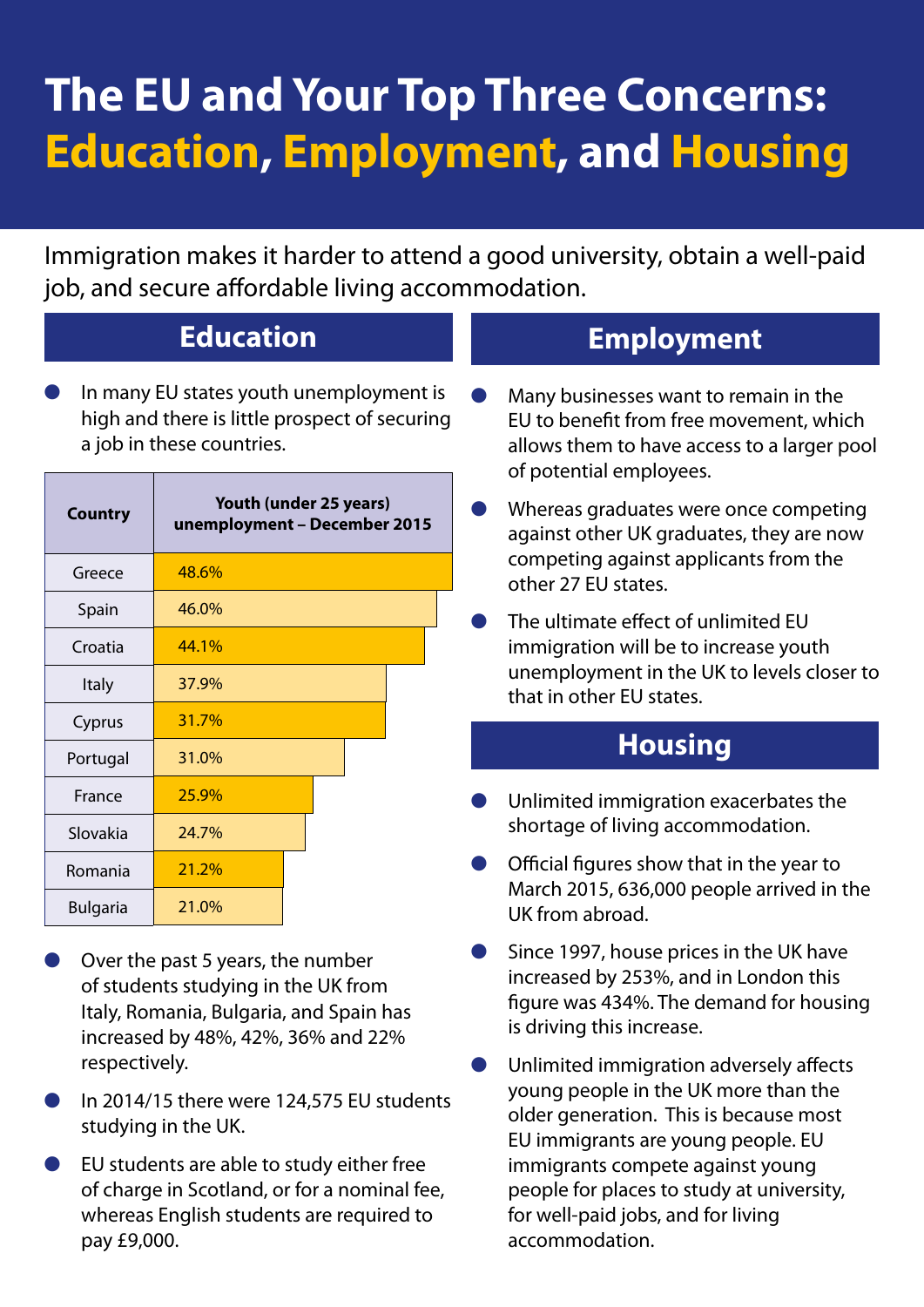# The EU and Your Top Three Concerns: Education, Employment, and Housing

Immigration makes it harder to attend a good university, obtain a well-paid job, and secure affordable living accommodation.

## Education

- In many EU states youth unemployment is high and there is little prospect of securing a job in these countries.

| Country | Youth (under 25 years) unemployment – December 2015 |
|---|---|
| Greece | 48.6% |
| Spain | 46.0% |
| Croatia | 44.1% |
| Italy | 37.9% |
| Cyprus | 31.7% |
| Portugal | 31.0% |
| France | 25.9% |
| Slovakia | 24.7% |
| Romania | 21.2% |
| Bulgaria | 21.0% |

- Over the past 5 years, the number of students studying in the UK from Italy, Romania, Bulgaria, and Spain has increased by 48%, 42%, 36% and 22% respectively.
- In 2014/15 there were 124,575 EU students studying in the UK.
- EU students are able to study either free of charge in Scotland, or for a nominal fee, whereas English students are required to pay £9,000.

## Employment

- Many businesses want to remain in the EU to benefit from free movement, which allows them to have access to a larger pool of potential employees.
- Whereas graduates were once competing against other UK graduates, they are now competing against applicants from the other 27 EU states.
- The ultimate effect of unlimited EU immigration will be to increase youth unemployment in the UK to levels closer to that in other EU states.

## Housing

- Unlimited immigration exacerbates the shortage of living accommodation.
- Official figures show that in the year to March 2015, 636,000 people arrived in the UK from abroad.
- Since 1997, house prices in the UK have increased by 253%, and in London this figure was 434%. The demand for housing is driving this increase.
- Unlimited immigration adversely affects young people in the UK more than the older generation. This is because most EU immigrants are young people. EU immigrants compete against young people for places to study at university, for well-paid jobs, and for living accommodation.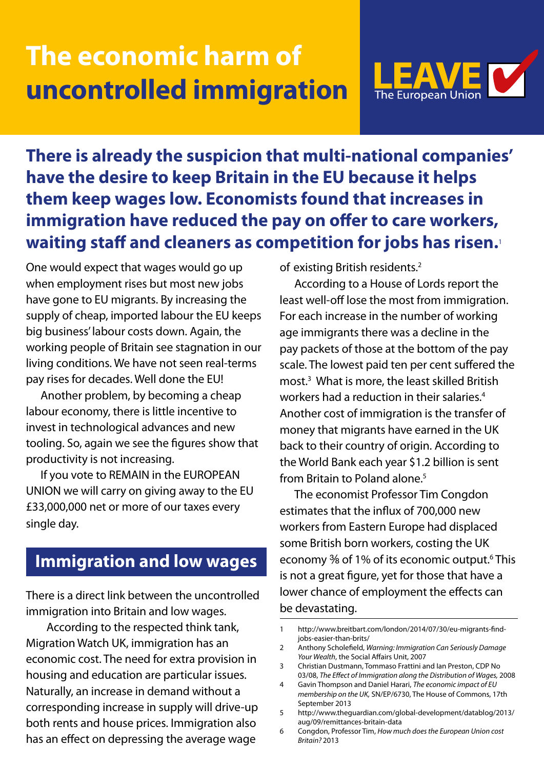# The economic harm of uncontrolled immigration

LEAVE The European Union

**There is already the suspicion that multi-national companies' have the desire to keep Britain in the EU because it helps them keep wages low. Economists found that increases in immigration have reduced the pay on offer to care workers, waiting staff and cleaners as competition for jobs has risen.[1]**

One would expect that wages would go up when employment rises but most new jobs have gone to EU migrants. By increasing the supply of cheap, imported labour the EU keeps big business' labour costs down. Again, the working people of Britain see stagnation in our living conditions. We have not seen real-terms pay rises for decades. Well done the EU!

Another problem, by becoming a cheap labour economy, there is little incentive to invest in technological advances and new tooling. So, again we see the figures show that productivity is not increasing.

If you vote to REMAIN in the EUROPEAN UNION we will carry on giving away to the EU £33,000,000 net or more of our taxes every single day.

## Immigration and low wages

There is a direct link between the uncontrolled immigration into Britain and low wages.

According to the respected think tank, Migration Watch UK, immigration has an economic cost. The need for extra provision in housing and education are particular issues. Naturally, an increase in demand without a corresponding increase in supply will drive-up both rents and house prices. Immigration also has an effect on depressing the average wage of existing British residents.[2]

According to a House of Lords report the least well-off lose the most from immigration. For each increase in the number of working age immigrants there was a decline in the pay packets of those at the bottom of the pay scale. The lowest paid ten per cent suffered the most.[3] What is more, the least skilled British workers had a reduction in their salaries.[4] Another cost of immigration is the transfer of money that migrants have earned in the UK back to their country of origin. According to the World Bank each year $1.2 billion is sent from Britain to Poland alone.[5]

The economist Professor Tim Congdon estimates that the influx of 700,000 new workers from Eastern Europe had displaced some British born workers, costing the UK economy ⅜ of 1% of its economic output.[6] This is not a great figure, yet for those that have a lower chance of employment the effects can be devastating.

1. http://www.breitbart.com/london/2014/07/30/eu-migrants-find-jobs-easier-than-brits/
2. Anthony Scholefield, *Warning: Immigration Can Seriously Damage Your Wealth*, the Social Affairs Unit, 2007
3. Christian Dustmann, Tommaso Frattini and Ian Preston, CDP No 03/08, *The Effect of Immigration along the Distribution of Wages,* 2008
4. Gavin Thompson and Daniel Harari, *The economic impact of EU membership on the UK,* SN/EP/6730, The House of Commons, 17th September 2013
5. http://www.theguardian.com/global-development/datablog/2013/aug/09/remittances-britain-data
6. Congdon, Professor Tim, *How much does the European Union cost Britain?* 2013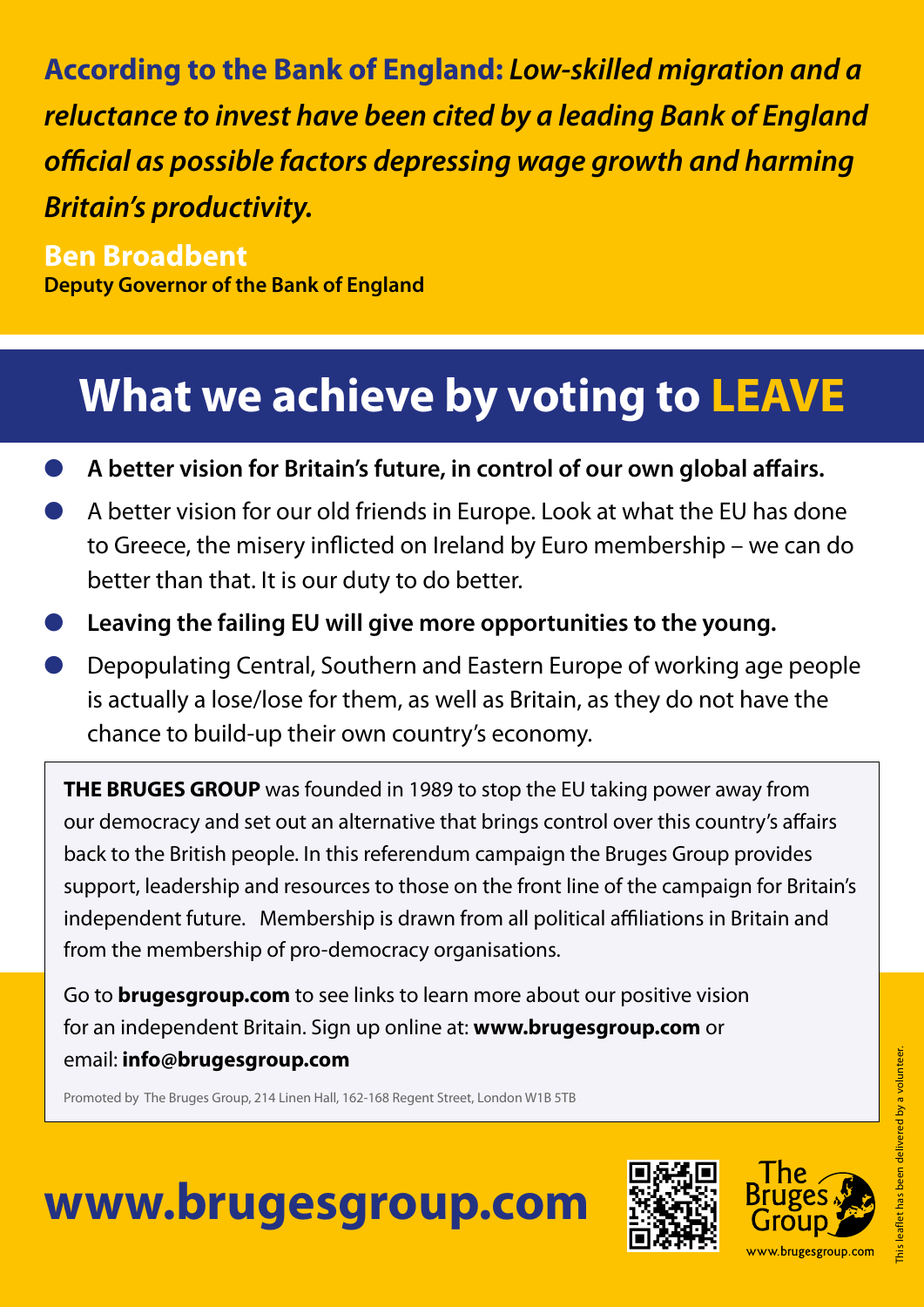**According to the Bank of England:** ***Low-skilled migration and a reluctance to invest have been cited by a leading Bank of England official as possible factors depressing wage growth and harming Britain's productivity.***

**Ben Broadbent**
**Deputy Governor of the Bank of England**

# What we achieve by voting to LEAVE

- **A better vision for Britain's future, in control of our own global affairs.**
- A better vision for our old friends in Europe. Look at what the EU has done to Greece, the misery inflicted on Ireland by Euro membership – we can do better than that. It is our duty to do better.
- **Leaving the failing EU will give more opportunities to the young.**
- Depopulating Central, Southern and Eastern Europe of working age people is actually a lose/lose for them, as well as Britain, as they do not have the chance to build-up their own country's economy.

**THE BRUGES GROUP** was founded in 1989 to stop the EU taking power away from our democracy and set out an alternative that brings control over this country's affairs back to the British people. In this referendum campaign the Bruges Group provides support, leadership and resources to those on the front line of the campaign for Britain's independent future. Membership is drawn from all political affiliations in Britain and from the membership of pro-democracy organisations.

Go to **brugesgroup.com** to see links to learn more about our positive vision for an independent Britain. Sign up online at: **www.brugesgroup.com** or email: **info@brugesgroup.com**

Promoted by The Bruges Group, 214 Linen Hall, 162-168 Regent Street, London W1B 5TB

## www.brugesgroup.com

The Bruges Group
www.brugesgroup.com

This leaflet has been delivered by a volunteer.